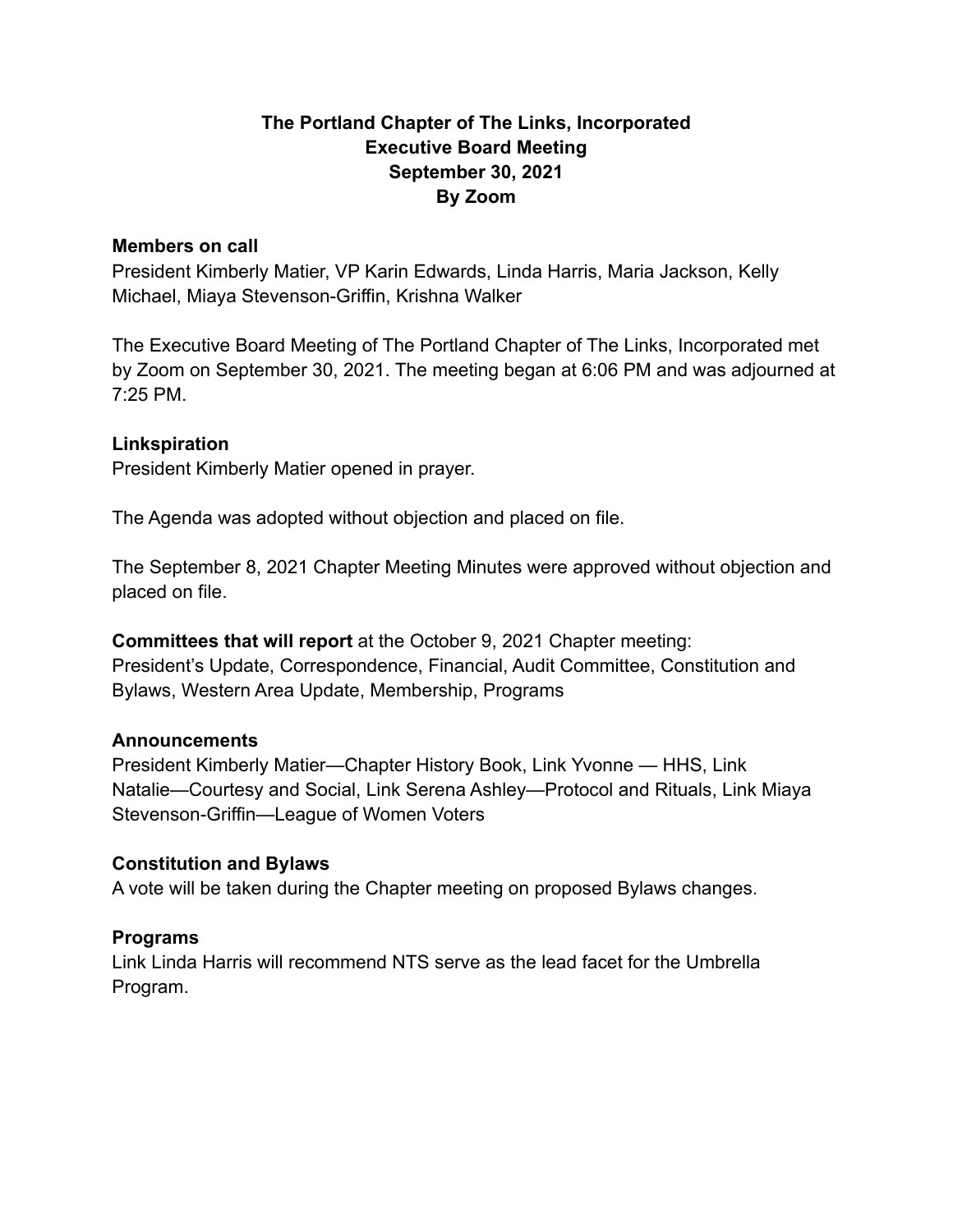# The Portland Chapter of The Links, Incorporated
# Executive Board Meeting
# September 30, 2021
# By Zoom

**Members on call**

President Kimberly Matier, VP Karin Edwards, Linda Harris, Maria Jackson, Kelly Michael, Miaya Stevenson-Griffin, Krishna Walker

The Executive Board Meeting of The Portland Chapter of The Links, Incorporated met by Zoom on September 30, 2021. The meeting began at 6:06 PM and was adjourned at 7:25 PM.

**Linkspiration**

President Kimberly Matier opened in prayer.

The Agenda was adopted without objection and placed on file.

The September 8, 2021 Chapter Meeting Minutes were approved without objection and placed on file.

**Committees that will report** at the October 9, 2021 Chapter meeting: President's Update, Correspondence, Financial, Audit Committee, Constitution and Bylaws, Western Area Update, Membership, Programs

**Announcements**

President Kimberly Matier—Chapter History Book, Link Yvonne — HHS, Link Natalie—Courtesy and Social, Link Serena Ashley—Protocol and Rituals, Link Miaya Stevenson-Griffin—League of Women Voters

**Constitution and Bylaws**

A vote will be taken during the Chapter meeting on proposed Bylaws changes.

**Programs**

Link Linda Harris will recommend NTS serve as the lead facet for the Umbrella Program.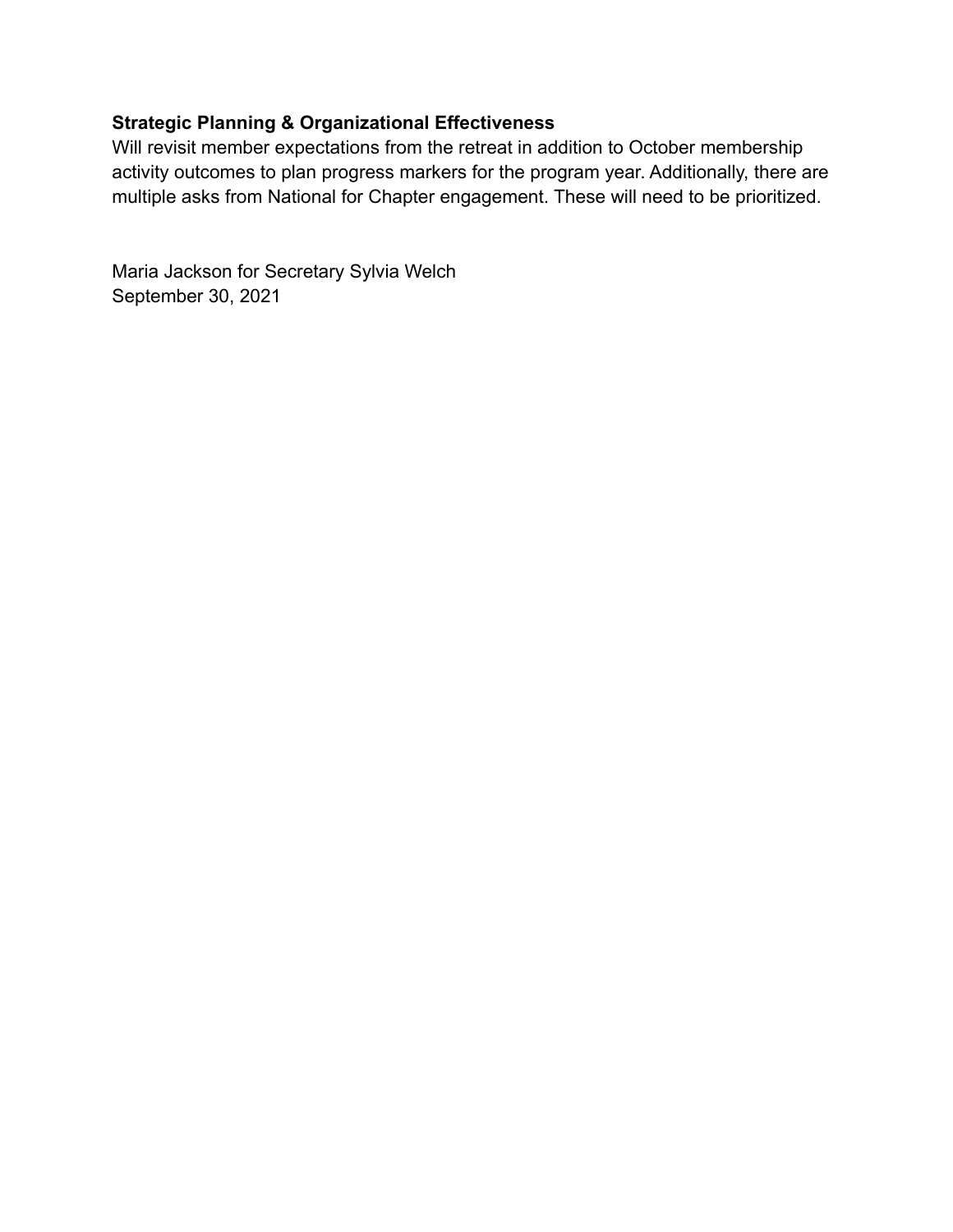**Strategic Planning & Organizational Effectiveness**

Will revisit member expectations from the retreat in addition to October membership activity outcomes to plan progress markers for the program year. Additionally, there are multiple asks from National for Chapter engagement. These will need to be prioritized.

Maria Jackson for Secretary Sylvia Welch
September 30, 2021